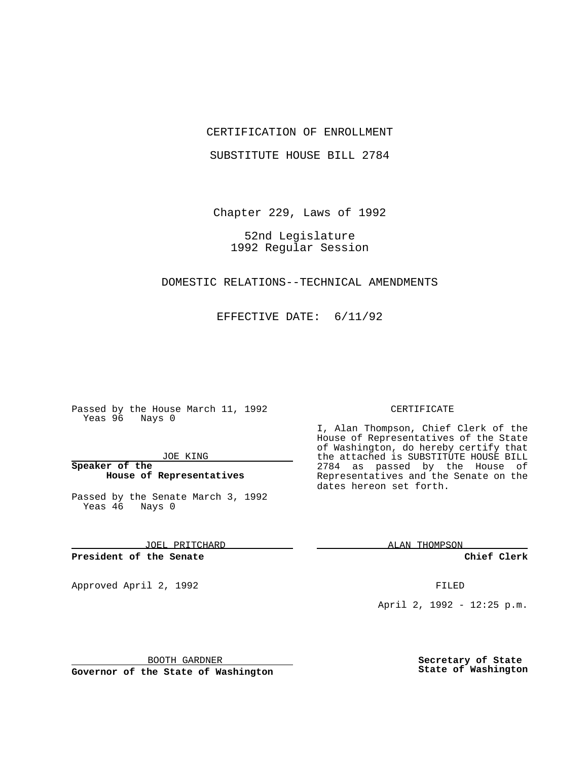CERTIFICATION OF ENROLLMENT

SUBSTITUTE HOUSE BILL 2784

Chapter 229, Laws of 1992

52nd Legislature
1992 Regular Session

DOMESTIC RELATIONS--TECHNICAL AMENDMENTS

EFFECTIVE DATE: 6/11/92

Passed by the House March 11, 1992
Yeas 96 Nays 0

JOE KING

**Speaker of the House of Representatives**

Passed by the Senate March 3, 1992
Yeas 46 Nays 0

JOEL PRITCHARD

**President of the Senate**

Approved April 2, 1992

BOOTH GARDNER

**Governor of the State of Washington**

CERTIFICATE

I, Alan Thompson, Chief Clerk of the House of Representatives of the State of Washington, do hereby certify that the attached is SUBSTITUTE HOUSE BILL 2784 as passed by the House of Representatives and the Senate on the dates hereon set forth.

ALAN THOMPSON

**Chief Clerk**

FILED

April 2, 1992 - 12:25 p.m.

**Secretary of State**
**State of Washington**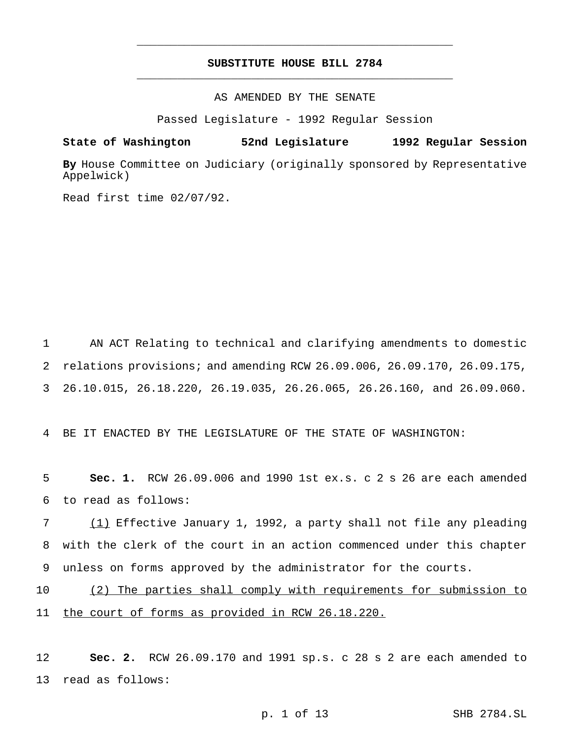# SUBSTITUTE HOUSE BILL 2784

AS AMENDED BY THE SENATE

Passed Legislature - 1992 Regular Session

**State of Washington 52nd Legislature 1992 Regular Session**

**By** House Committee on Judiciary (originally sponsored by Representative Appelwick)

Read first time 02/07/92.

AN ACT Relating to technical and clarifying amendments to domestic relations provisions; and amending RCW 26.09.006, 26.09.170, 26.09.175, 26.10.015, 26.18.220, 26.19.035, 26.26.065, 26.26.160, and 26.09.060.

BE IT ENACTED BY THE LEGISLATURE OF THE STATE OF WASHINGTON:

**Sec. 1.** RCW 26.09.006 and 1990 1st ex.s. c 2 s 26 are each amended to read as follows:

<u>(1)</u> Effective January 1, 1992, a party shall not file any pleading with the clerk of the court in an action commenced under this chapter unless on forms approved by the administrator for the courts.

<u>(2) The parties shall comply with requirements for submission to the court of forms as provided in RCW 26.18.220.</u>

**Sec. 2.** RCW 26.09.170 and 1991 sp.s. c 28 s 2 are each amended to read as follows: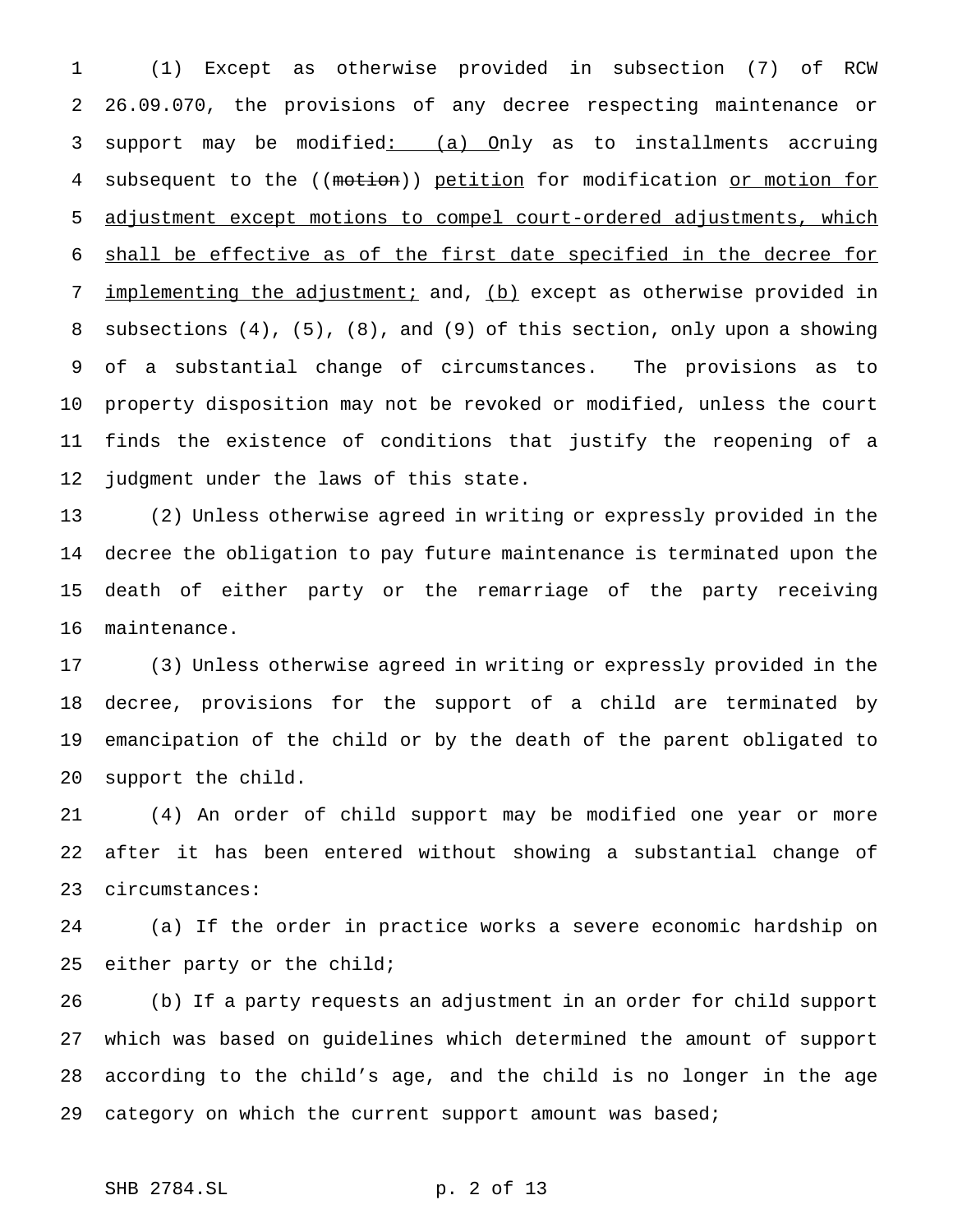(1) Except as otherwise provided in subsection (7) of RCW 26.09.070, the provisions of any decree respecting maintenance or support may be modified: (a) Only as to installments accruing subsequent to the ((motion)) petition for modification or motion for adjustment except motions to compel court-ordered adjustments, which shall be effective as of the first date specified in the decree for implementing the adjustment; and, (b) except as otherwise provided in subsections (4), (5), (8), and (9) of this section, only upon a showing of a substantial change of circumstances. The provisions as to property disposition may not be revoked or modified, unless the court finds the existence of conditions that justify the reopening of a judgment under the laws of this state.

(2) Unless otherwise agreed in writing or expressly provided in the decree the obligation to pay future maintenance is terminated upon the death of either party or the remarriage of the party receiving maintenance.

(3) Unless otherwise agreed in writing or expressly provided in the decree, provisions for the support of a child are terminated by emancipation of the child or by the death of the parent obligated to support the child.

(4) An order of child support may be modified one year or more after it has been entered without showing a substantial change of circumstances:

(a) If the order in practice works a severe economic hardship on either party or the child;

(b) If a party requests an adjustment in an order for child support which was based on guidelines which determined the amount of support according to the child's age, and the child is no longer in the age category on which the current support amount was based;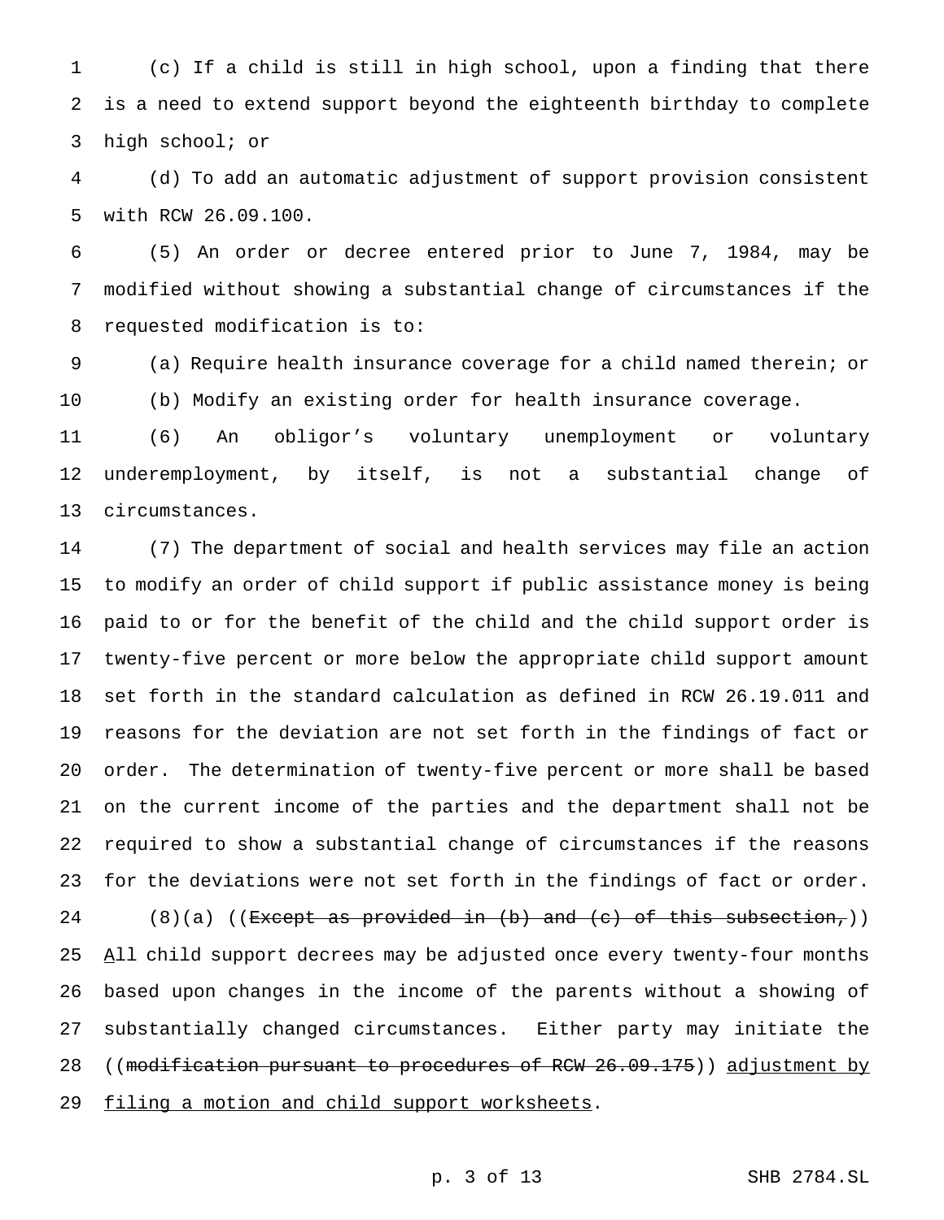(c) If a child is still in high school, upon a finding that there is a need to extend support beyond the eighteenth birthday to complete high school; or

(d) To add an automatic adjustment of support provision consistent with RCW 26.09.100.

(5) An order or decree entered prior to June 7, 1984, may be modified without showing a substantial change of circumstances if the requested modification is to:

(a) Require health insurance coverage for a child named therein; or

(b) Modify an existing order for health insurance coverage.

(6) An obligor's voluntary unemployment or voluntary underemployment, by itself, is not a substantial change of circumstances.

(7) The department of social and health services may file an action to modify an order of child support if public assistance money is being paid to or for the benefit of the child and the child support order is twenty-five percent or more below the appropriate child support amount set forth in the standard calculation as defined in RCW 26.19.011 and reasons for the deviation are not set forth in the findings of fact or order. The determination of twenty-five percent or more shall be based on the current income of the parties and the department shall not be required to show a substantial change of circumstances if the reasons for the deviations were not set forth in the findings of fact or order.

(8)(a) ((~~Except as provided in (b) and (c) of this subsection,~~)) <u>A</u>ll child support decrees may be adjusted once every twenty-four months based upon changes in the income of the parents without a showing of substantially changed circumstances. Either party may initiate the ((~~modification pursuant to procedures of RCW 26.09.175~~)) <u>adjustment by filing a motion and child support worksheets</u>.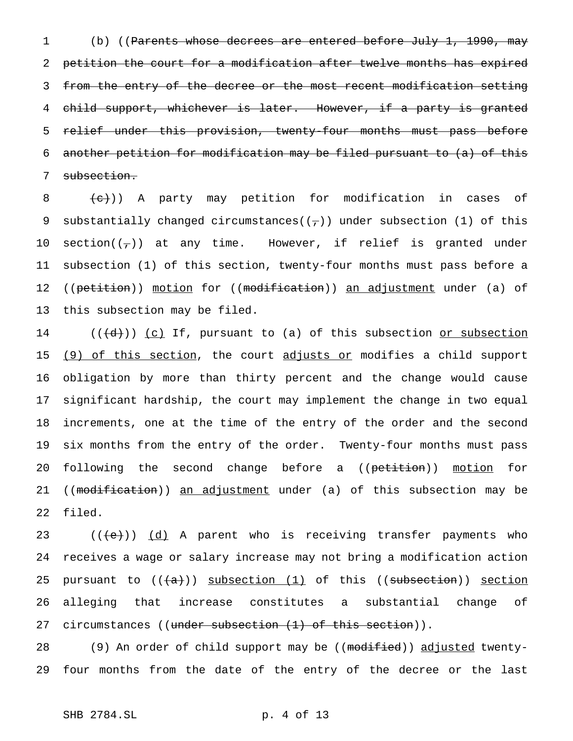(b) ((~~Parents whose decrees are entered before July 1, 1990, may petition the court for a modification after twelve months has expired from the entry of the decree or the most recent modification setting child support, whichever is later. However, if a party is granted relief under this provision, twenty-four months must pass before another petition for modification may be filed pursuant to (a) of this subsection.~~

~~(c)~~)) A party may petition for modification in cases of substantially changed circumstances((~~,~~)) under subsection (1) of this section((~~,~~)) at any time. However, if relief is granted under subsection (1) of this section, twenty-four months must pass before a ((~~petition~~)) <u>motion</u> for ((~~modification~~)) <u>an adjustment</u> under (a) of this subsection may be filed.

((~~(d)~~)) <u>(c)</u> If, pursuant to (a) of this subsection <u>or subsection (9) of this section</u>, the court <u>adjusts or</u> modifies a child support obligation by more than thirty percent and the change would cause significant hardship, the court may implement the change in two equal increments, one at the time of the entry of the order and the second six months from the entry of the order. Twenty-four months must pass following the second change before a ((~~petition~~)) <u>motion</u> for ((~~modification~~)) <u>an adjustment</u> under (a) of this subsection may be filed.

((~~(e)~~)) <u>(d)</u> A parent who is receiving transfer payments who receives a wage or salary increase may not bring a modification action pursuant to ((~~(a)~~)) <u>subsection (1)</u> of this ((~~subsection~~)) <u>section</u> alleging that increase constitutes a substantial change of circumstances ((~~under subsection (1) of this section~~)).

(9) An order of child support may be ((~~modified~~)) <u>adjusted</u> twenty-four months from the date of the entry of the decree or the last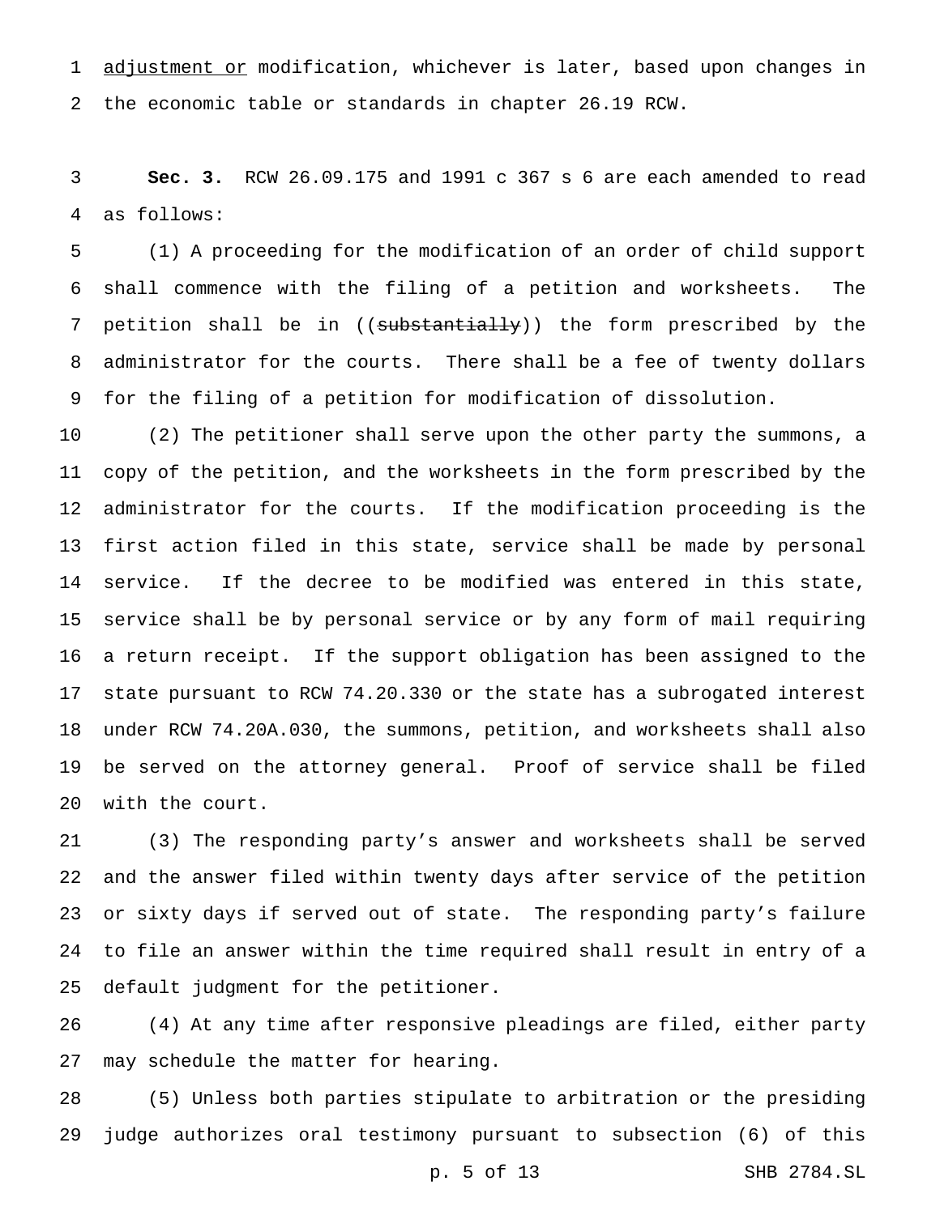adjustment or modification, whichever is later, based upon changes in the economic table or standards in chapter 26.19 RCW.

**Sec. 3.** RCW 26.09.175 and 1991 c 367 s 6 are each amended to read as follows:

(1) A proceeding for the modification of an order of child support shall commence with the filing of a petition and worksheets. The petition shall be in ((~~substantially~~)) the form prescribed by the administrator for the courts. There shall be a fee of twenty dollars for the filing of a petition for modification of dissolution.

(2) The petitioner shall serve upon the other party the summons, a copy of the petition, and the worksheets in the form prescribed by the administrator for the courts. If the modification proceeding is the first action filed in this state, service shall be made by personal service. If the decree to be modified was entered in this state, service shall be by personal service or by any form of mail requiring a return receipt. If the support obligation has been assigned to the state pursuant to RCW 74.20.330 or the state has a subrogated interest under RCW 74.20A.030, the summons, petition, and worksheets shall also be served on the attorney general. Proof of service shall be filed with the court.

(3) The responding party's answer and worksheets shall be served and the answer filed within twenty days after service of the petition or sixty days if served out of state. The responding party's failure to file an answer within the time required shall result in entry of a default judgment for the petitioner.

(4) At any time after responsive pleadings are filed, either party may schedule the matter for hearing.

(5) Unless both parties stipulate to arbitration or the presiding judge authorizes oral testimony pursuant to subsection (6) of this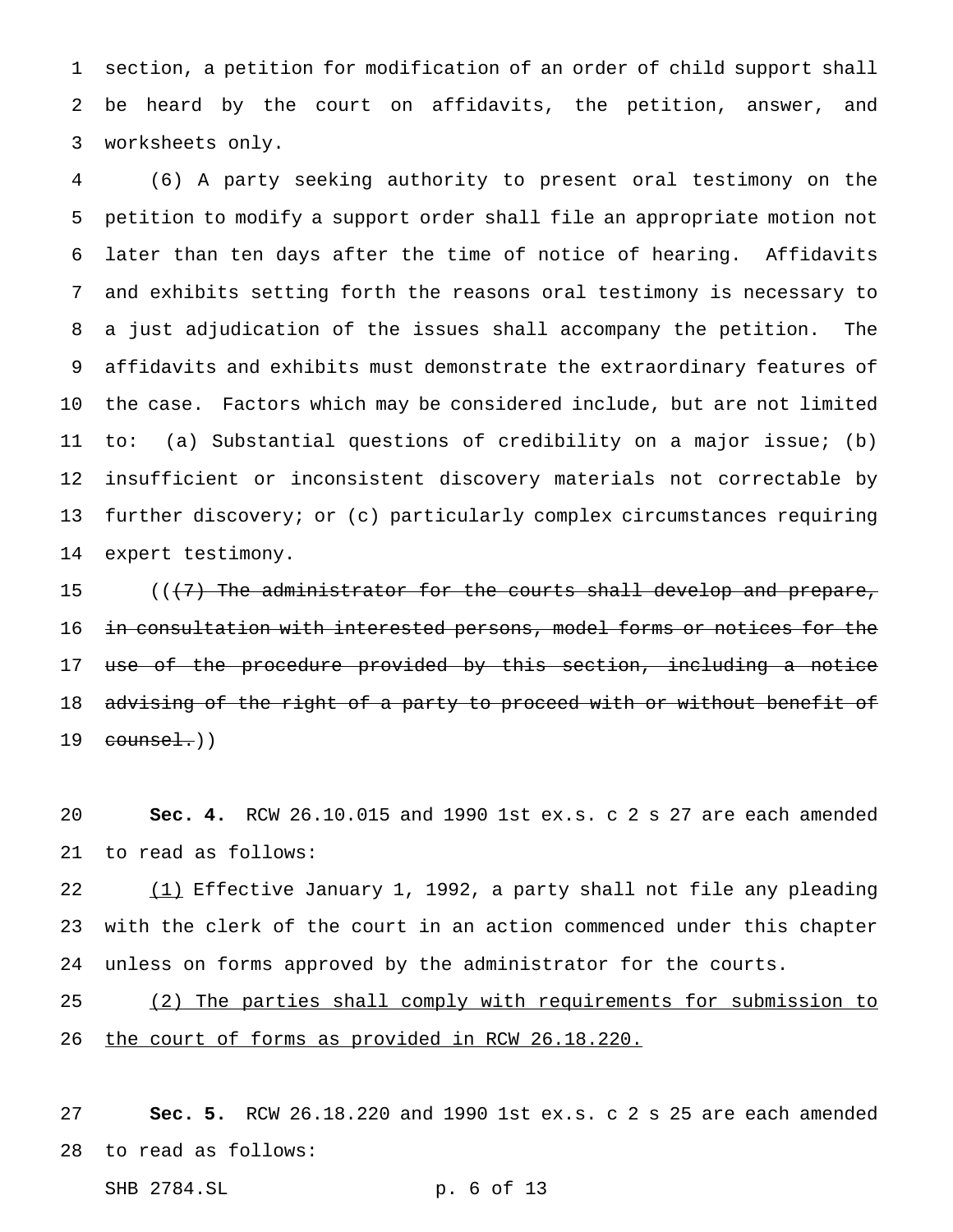section, a petition for modification of an order of child support shall be heard by the court on affidavits, the petition, answer, and worksheets only.

(6) A party seeking authority to present oral testimony on the petition to modify a support order shall file an appropriate motion not later than ten days after the time of notice of hearing. Affidavits and exhibits setting forth the reasons oral testimony is necessary to a just adjudication of the issues shall accompany the petition. The affidavits and exhibits must demonstrate the extraordinary features of the case. Factors which may be considered include, but are not limited to: (a) Substantial questions of credibility on a major issue; (b) insufficient or inconsistent discovery materials not correctable by further discovery; or (c) particularly complex circumstances requiring expert testimony.

((~~(7) The administrator for the courts shall develop and prepare, in consultation with interested persons, model forms or notices for the use of the procedure provided by this section, including a notice advising of the right of a party to proceed with or without benefit of counsel.~~))

**Sec. 4.** RCW 26.10.015 and 1990 1st ex.s. c 2 s 27 are each amended to read as follows:

<u>(1)</u> Effective January 1, 1992, a party shall not file any pleading with the clerk of the court in an action commenced under this chapter unless on forms approved by the administrator for the courts.

<u>(2) The parties shall comply with requirements for submission to the court of forms as provided in RCW 26.18.220.</u>

**Sec. 5.** RCW 26.18.220 and 1990 1st ex.s. c 2 s 25 are each amended to read as follows: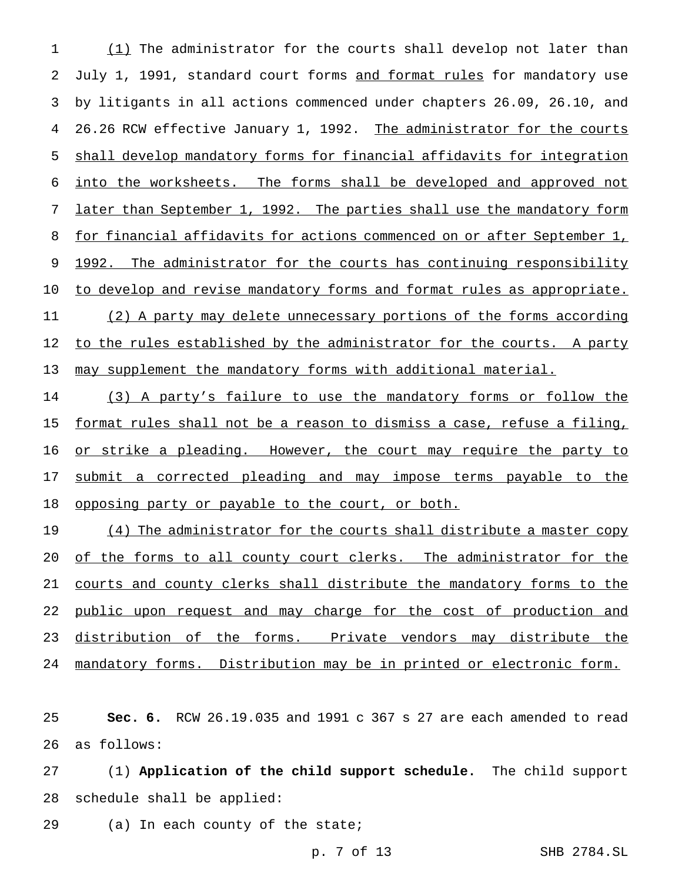(1) The administrator for the courts shall develop not later than July 1, 1991, standard court forms and format rules for mandatory use by litigants in all actions commenced under chapters 26.09, 26.10, and 26.26 RCW effective January 1, 1992. The administrator for the courts shall develop mandatory forms for financial affidavits for integration into the worksheets. The forms shall be developed and approved not later than September 1, 1992. The parties shall use the mandatory form for financial affidavits for actions commenced on or after September 1, 1992. The administrator for the courts has continuing responsibility to develop and revise mandatory forms and format rules as appropriate.

(2) A party may delete unnecessary portions of the forms according to the rules established by the administrator for the courts. A party may supplement the mandatory forms with additional material.

(3) A party's failure to use the mandatory forms or follow the format rules shall not be a reason to dismiss a case, refuse a filing, or strike a pleading. However, the court may require the party to submit a corrected pleading and may impose terms payable to the opposing party or payable to the court, or both.

(4) The administrator for the courts shall distribute a master copy of the forms to all county court clerks. The administrator for the courts and county clerks shall distribute the mandatory forms to the public upon request and may charge for the cost of production and distribution of the forms. Private vendors may distribute the mandatory forms. Distribution may be in printed or electronic form.

**Sec. 6.** RCW 26.19.035 and 1991 c 367 s 27 are each amended to read as follows:

(1) **Application of the child support schedule.** The child support schedule shall be applied:

(a) In each county of the state;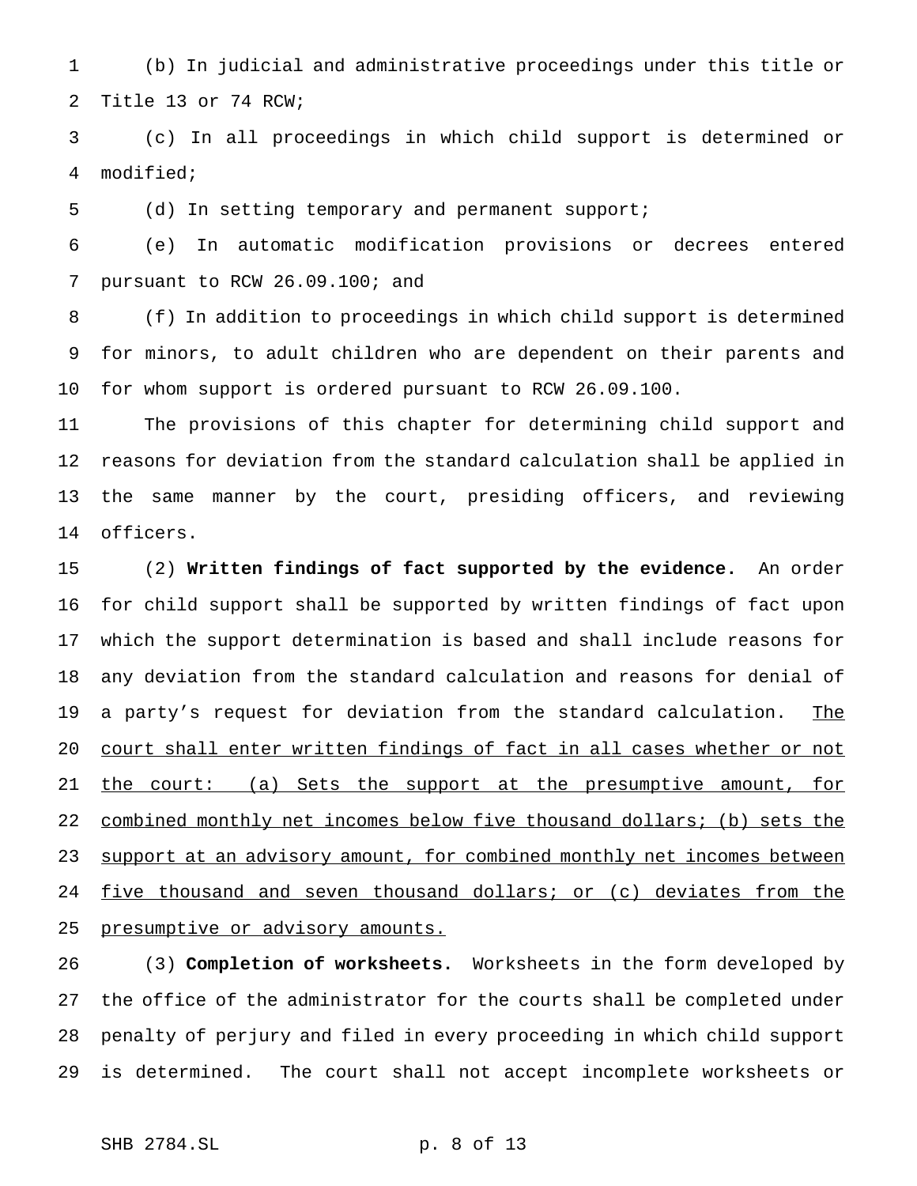(b) In judicial and administrative proceedings under this title or Title 13 or 74 RCW;

(c) In all proceedings in which child support is determined or modified;

(d) In setting temporary and permanent support;

(e) In automatic modification provisions or decrees entered pursuant to RCW 26.09.100; and

(f) In addition to proceedings in which child support is determined for minors, to adult children who are dependent on their parents and for whom support is ordered pursuant to RCW 26.09.100.

The provisions of this chapter for determining child support and reasons for deviation from the standard calculation shall be applied in the same manner by the court, presiding officers, and reviewing officers.

(2) **Written findings of fact supported by the evidence.** An order for child support shall be supported by written findings of fact upon which the support determination is based and shall include reasons for any deviation from the standard calculation and reasons for denial of a party's request for deviation from the standard calculation. <u>The court shall enter written findings of fact in all cases whether or not the court: (a) Sets the support at the presumptive amount, for combined monthly net incomes below five thousand dollars; (b) sets the support at an advisory amount, for combined monthly net incomes between five thousand and seven thousand dollars; or (c) deviates from the presumptive or advisory amounts.</u>

(3) **Completion of worksheets.** Worksheets in the form developed by the office of the administrator for the courts shall be completed under penalty of perjury and filed in every proceeding in which child support is determined. The court shall not accept incomplete worksheets or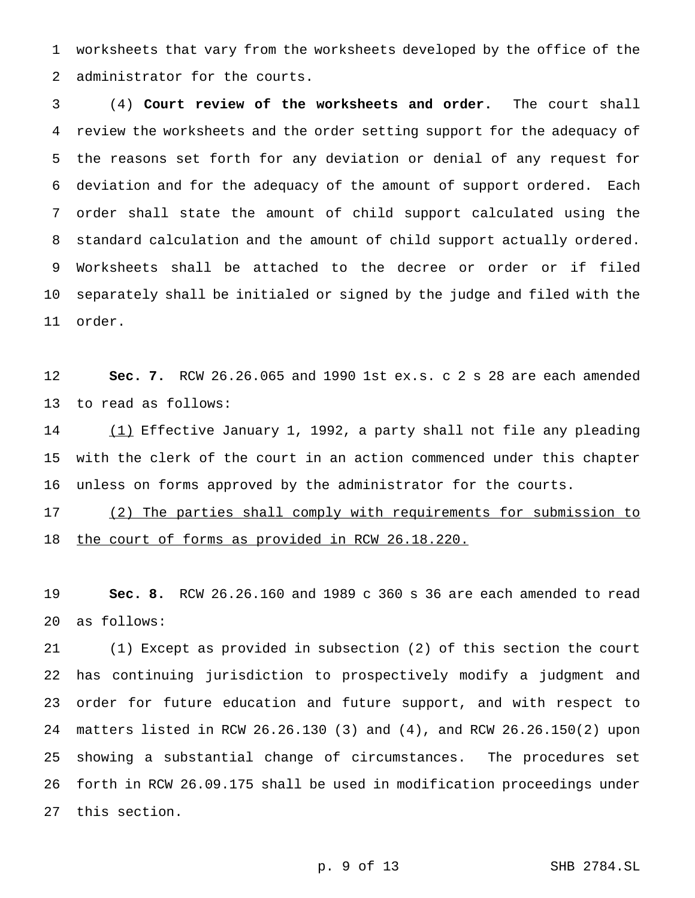worksheets that vary from the worksheets developed by the office of the administrator for the courts.

(4) **Court review of the worksheets and order.** The court shall review the worksheets and the order setting support for the adequacy of the reasons set forth for any deviation or denial of any request for deviation and for the adequacy of the amount of support ordered. Each order shall state the amount of child support calculated using the standard calculation and the amount of child support actually ordered. Worksheets shall be attached to the decree or order or if filed separately shall be initialed or signed by the judge and filed with the order.

**Sec. 7.** RCW 26.26.065 and 1990 1st ex.s. c 2 s 28 are each amended to read as follows:

(1) Effective January 1, 1992, a party shall not file any pleading with the clerk of the court in an action commenced under this chapter unless on forms approved by the administrator for the courts.

(2) The parties shall comply with requirements for submission to the court of forms as provided in RCW 26.18.220.

**Sec. 8.** RCW 26.26.160 and 1989 c 360 s 36 are each amended to read as follows:

(1) Except as provided in subsection (2) of this section the court has continuing jurisdiction to prospectively modify a judgment and order for future education and future support, and with respect to matters listed in RCW 26.26.130 (3) and (4), and RCW 26.26.150(2) upon showing a substantial change of circumstances. The procedures set forth in RCW 26.09.175 shall be used in modification proceedings under this section.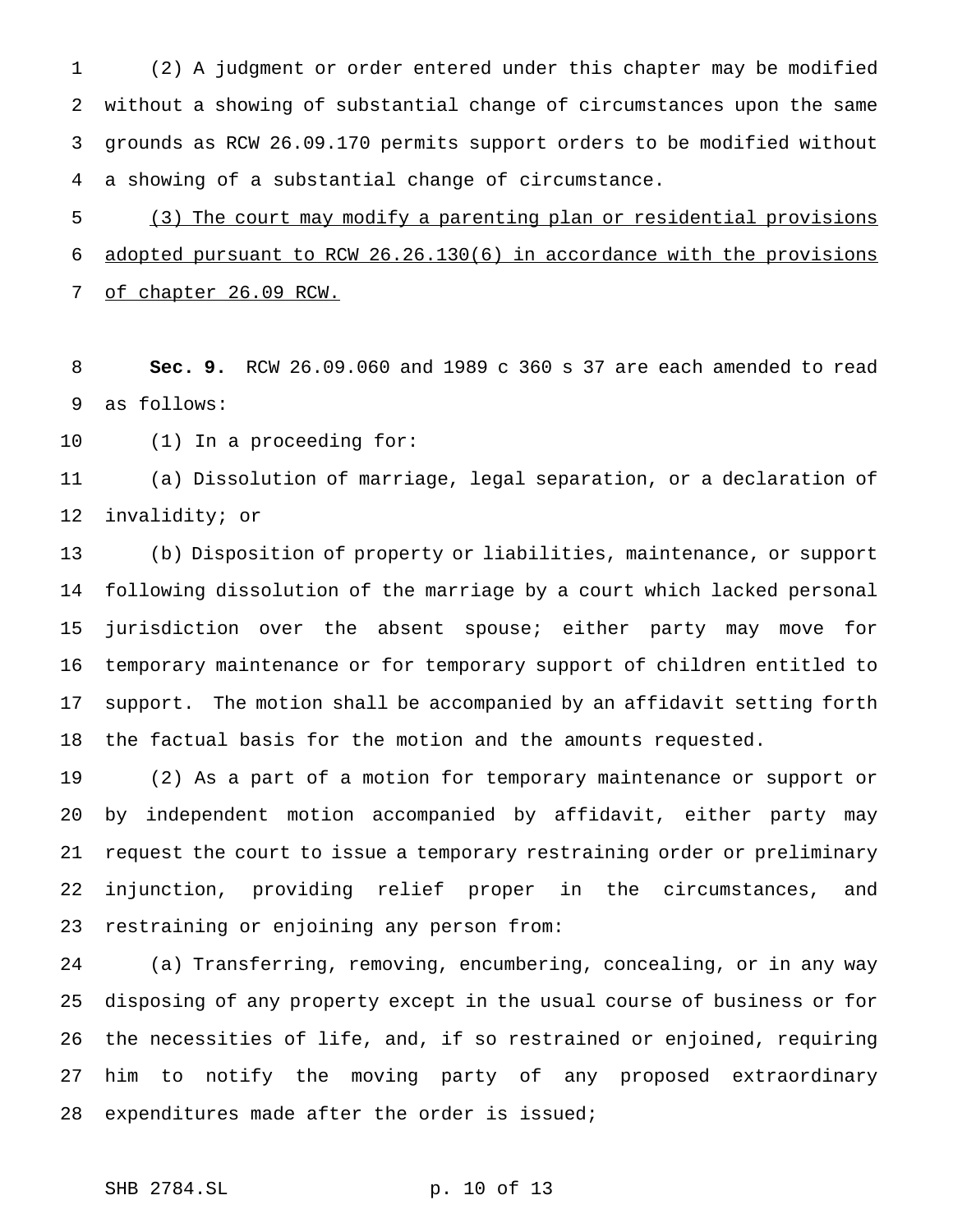(2) A judgment or order entered under this chapter may be modified without a showing of substantial change of circumstances upon the same grounds as RCW 26.09.170 permits support orders to be modified without a showing of a substantial change of circumstance.

<u>(3) The court may modify a parenting plan or residential provisions adopted pursuant to RCW 26.26.130(6) in accordance with the provisions of chapter 26.09 RCW.</u>

**Sec. 9.** RCW 26.09.060 and 1989 c 360 s 37 are each amended to read as follows:

(1) In a proceeding for:

(a) Dissolution of marriage, legal separation, or a declaration of invalidity; or

(b) Disposition of property or liabilities, maintenance, or support following dissolution of the marriage by a court which lacked personal jurisdiction over the absent spouse; either party may move for temporary maintenance or for temporary support of children entitled to support. The motion shall be accompanied by an affidavit setting forth the factual basis for the motion and the amounts requested.

(2) As a part of a motion for temporary maintenance or support or by independent motion accompanied by affidavit, either party may request the court to issue a temporary restraining order or preliminary injunction, providing relief proper in the circumstances, and restraining or enjoining any person from:

(a) Transferring, removing, encumbering, concealing, or in any way disposing of any property except in the usual course of business or for the necessities of life, and, if so restrained or enjoined, requiring him to notify the moving party of any proposed extraordinary expenditures made after the order is issued;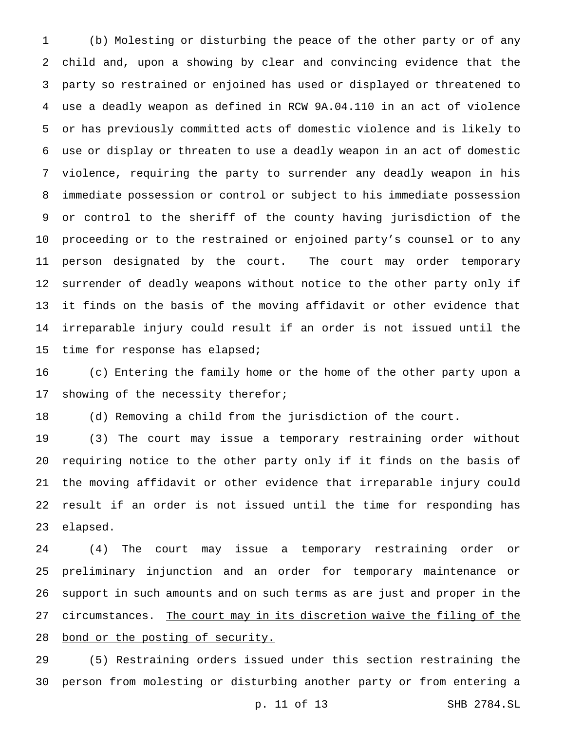(b) Molesting or disturbing the peace of the other party or of any child and, upon a showing by clear and convincing evidence that the party so restrained or enjoined has used or displayed or threatened to use a deadly weapon as defined in RCW 9A.04.110 in an act of violence or has previously committed acts of domestic violence and is likely to use or display or threaten to use a deadly weapon in an act of domestic violence, requiring the party to surrender any deadly weapon in his immediate possession or control or subject to his immediate possession or control to the sheriff of the county having jurisdiction of the proceeding or to the restrained or enjoined party's counsel or to any person designated by the court. The court may order temporary surrender of deadly weapons without notice to the other party only if it finds on the basis of the moving affidavit or other evidence that irreparable injury could result if an order is not issued until the time for response has elapsed;

(c) Entering the family home or the home of the other party upon a showing of the necessity therefor;

(d) Removing a child from the jurisdiction of the court.

(3) The court may issue a temporary restraining order without requiring notice to the other party only if it finds on the basis of the moving affidavit or other evidence that irreparable injury could result if an order is not issued until the time for responding has elapsed.

(4) The court may issue a temporary restraining order or preliminary injunction and an order for temporary maintenance or support in such amounts and on such terms as are just and proper in the circumstances. <u>The court may in its discretion waive the filing of the bond or the posting of security.</u>

(5) Restraining orders issued under this section restraining the person from molesting or disturbing another party or from entering a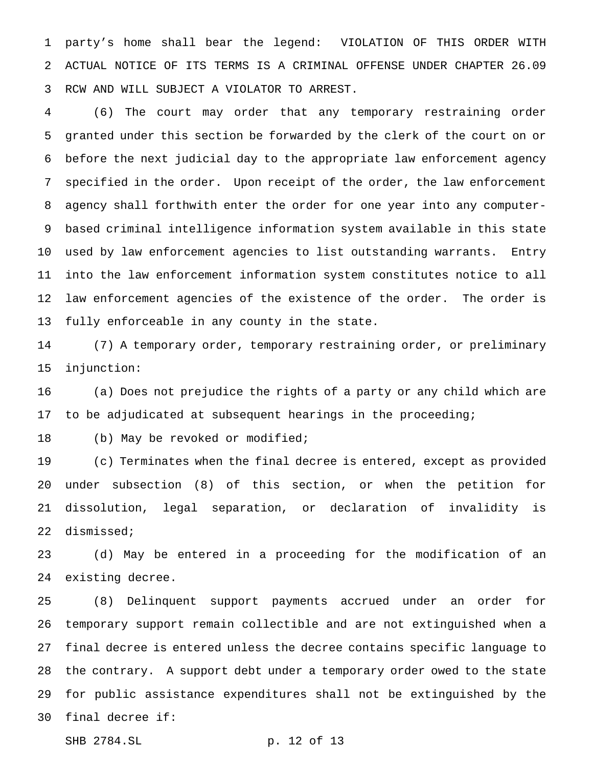party's home shall bear the legend: VIOLATION OF THIS ORDER WITH ACTUAL NOTICE OF ITS TERMS IS A CRIMINAL OFFENSE UNDER CHAPTER 26.09 RCW AND WILL SUBJECT A VIOLATOR TO ARREST.

(6) The court may order that any temporary restraining order granted under this section be forwarded by the clerk of the court on or before the next judicial day to the appropriate law enforcement agency specified in the order. Upon receipt of the order, the law enforcement agency shall forthwith enter the order for one year into any computer-based criminal intelligence information system available in this state used by law enforcement agencies to list outstanding warrants. Entry into the law enforcement information system constitutes notice to all law enforcement agencies of the existence of the order. The order is fully enforceable in any county in the state.

(7) A temporary order, temporary restraining order, or preliminary injunction:

(a) Does not prejudice the rights of a party or any child which are to be adjudicated at subsequent hearings in the proceeding;

(b) May be revoked or modified;

(c) Terminates when the final decree is entered, except as provided under subsection (8) of this section, or when the petition for dissolution, legal separation, or declaration of invalidity is dismissed;

(d) May be entered in a proceeding for the modification of an existing decree.

(8) Delinquent support payments accrued under an order for temporary support remain collectible and are not extinguished when a final decree is entered unless the decree contains specific language to the contrary. A support debt under a temporary order owed to the state for public assistance expenditures shall not be extinguished by the final decree if: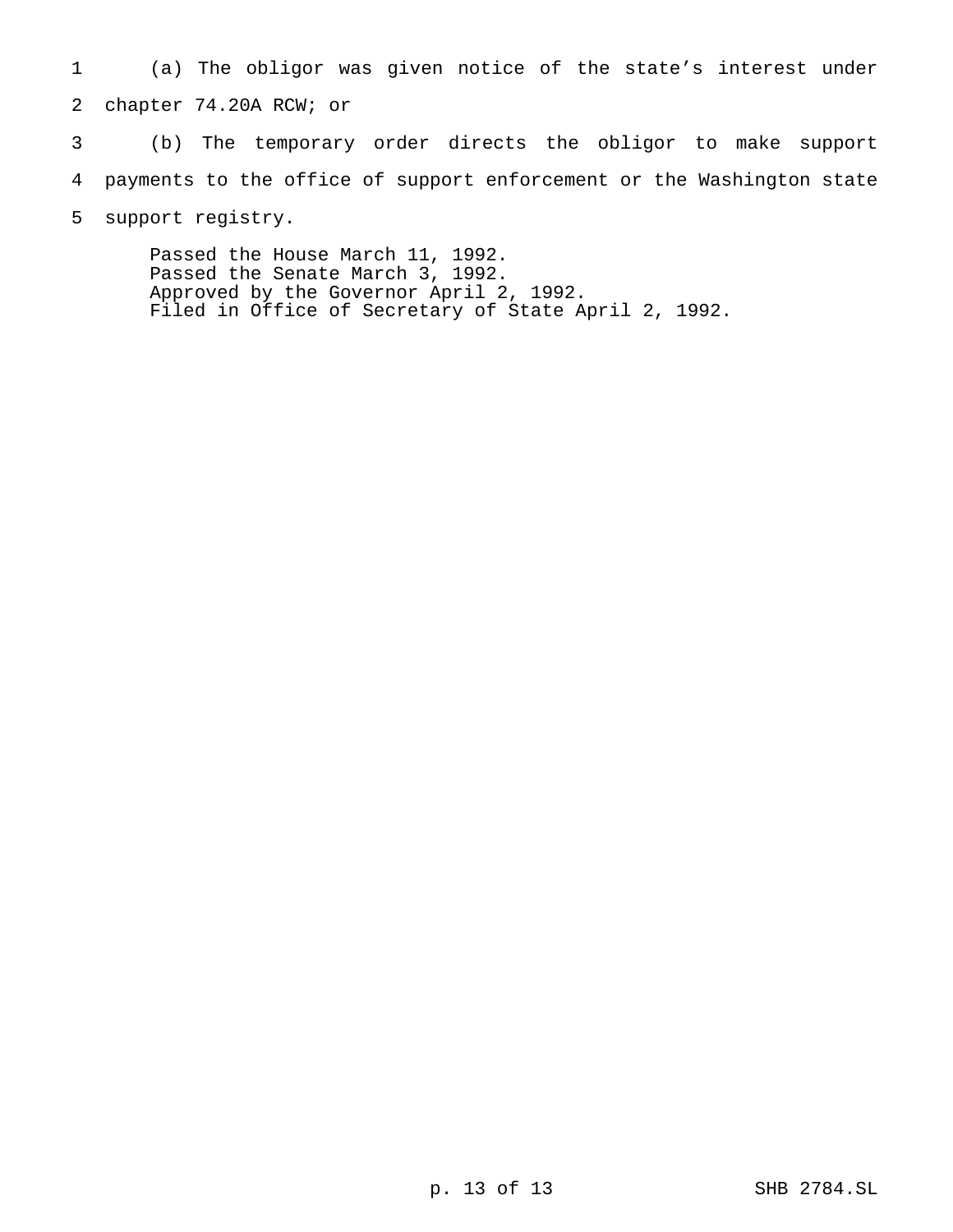(a) The obligor was given notice of the state's interest under chapter 74.20A RCW; or

(b) The temporary order directs the obligor to make support payments to the office of support enforcement or the Washington state support registry.

Passed the House March 11, 1992.
Passed the Senate March 3, 1992.
Approved by the Governor April 2, 1992.
Filed in Office of Secretary of State April 2, 1992.